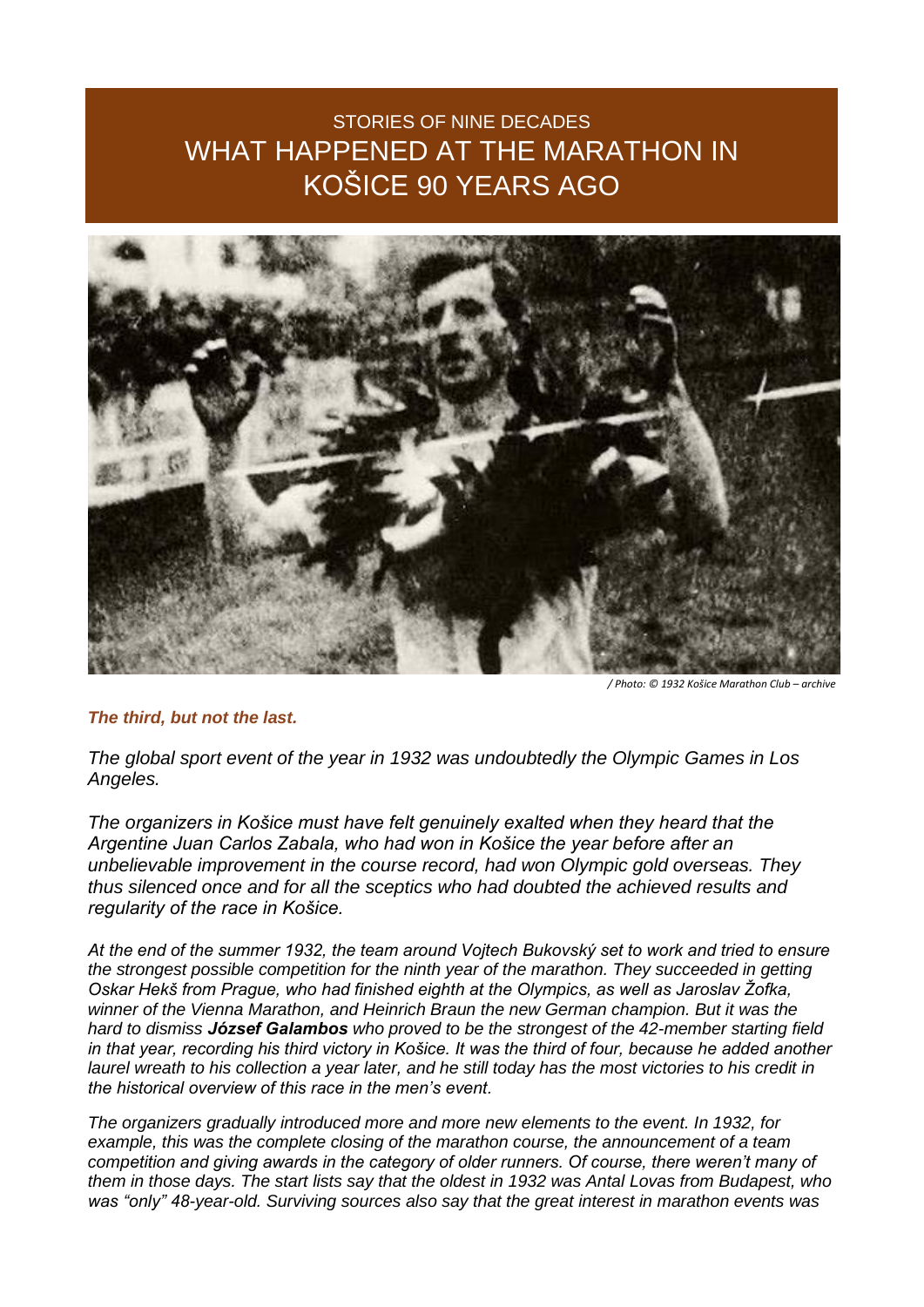# STORIES OF NINE DECADES
# WHAT HAPPENED AT THE MARATHON IN KOŠICE 90 YEARS AGO

/ Photo: © 1932 Košice Marathon Club – archive

***The third, but not the last.***

*The global sport event of the year in 1932 was undoubtedly the Olympic Games in Los Angeles.*

*The organizers in Košice must have felt genuinely exalted when they heard that the Argentine Juan Carlos Zabala, who had won in Košice the year before after an unbelievable improvement in the course record, had won Olympic gold overseas. They thus silenced once and for all the sceptics who had doubted the achieved results and regularity of the race in Košice.*

*At the end of the summer 1932, the team around Vojtech Bukovský set to work and tried to ensure the strongest possible competition for the ninth year of the marathon. They succeeded in getting Oskar Hekš from Prague, who had finished eighth at the Olympics, as well as Jaroslav Žofka, winner of the Vienna Marathon, and Heinrich Braun the new German champion. But it was the hard to dismiss **József Galambos** who proved to be the strongest of the 42-member starting field in that year, recording his third victory in Košice. It was the third of four, because he added another laurel wreath to his collection a year later, and he still today has the most victories to his credit in the historical overview of this race in the men's event.*

*The organizers gradually introduced more and more new elements to the event. In 1932, for example, this was the complete closing of the marathon course, the announcement of a team competition and giving awards in the category of older runners. Of course, there weren't many of them in those days. The start lists say that the oldest in 1932 was Antal Lovas from Budapest, who was "only" 48-year-old. Surviving sources also say that the great interest in marathon events was*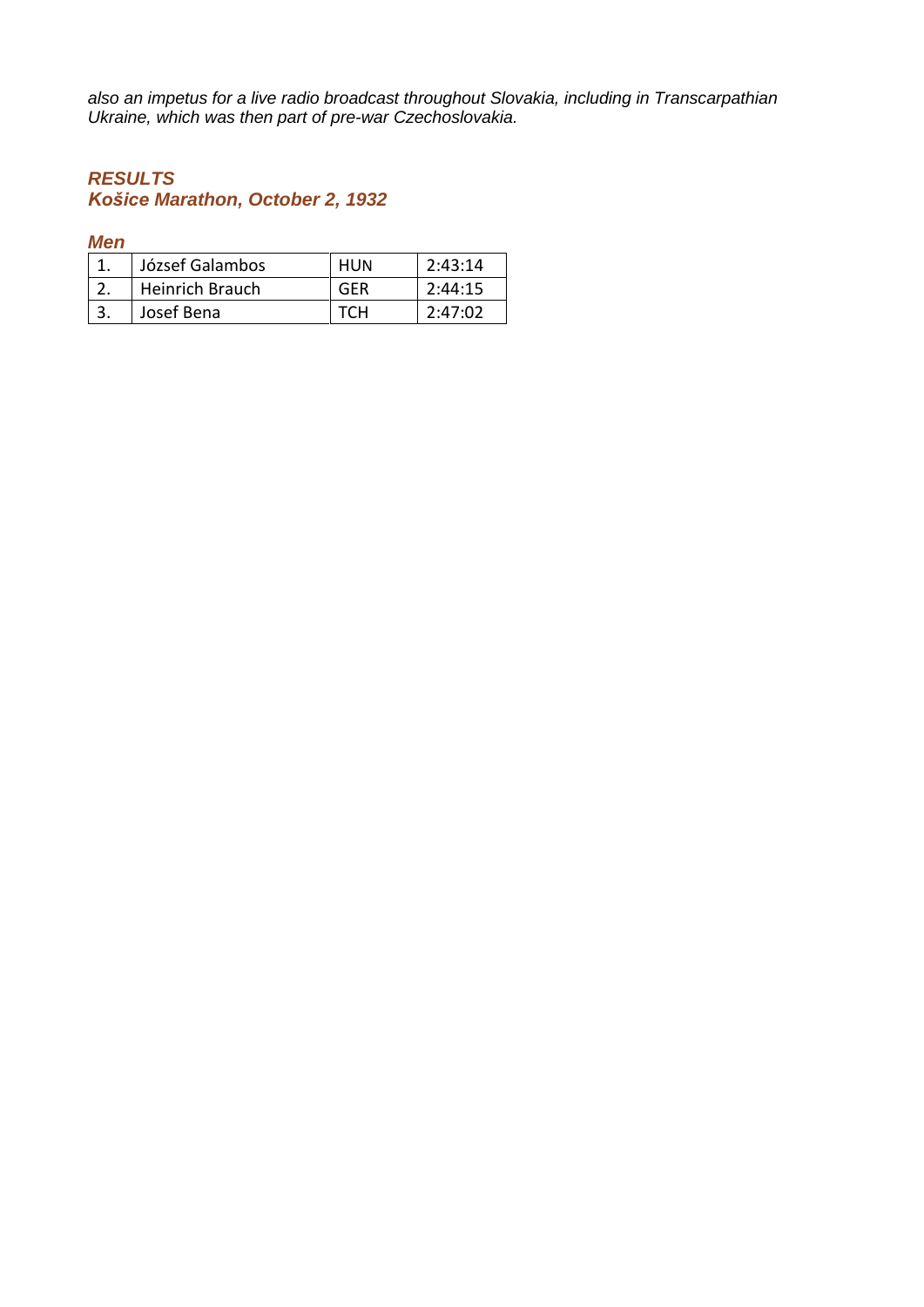*also an impetus for a live radio broadcast throughout Slovakia, including in Transcarpathian Ukraine, which was then part of pre-war Czechoslovakia.*

## *RESULTS*
## *Košice Marathon, October 2, 1932*

### *Men*

| | | | |
|---|---|---|---|
| 1. | József Galambos | HUN | 2:43:14 |
| 2. | Heinrich Brauch | GER | 2:44:15 |
| 3. | Josef Bena | TCH | 2:47:02 |